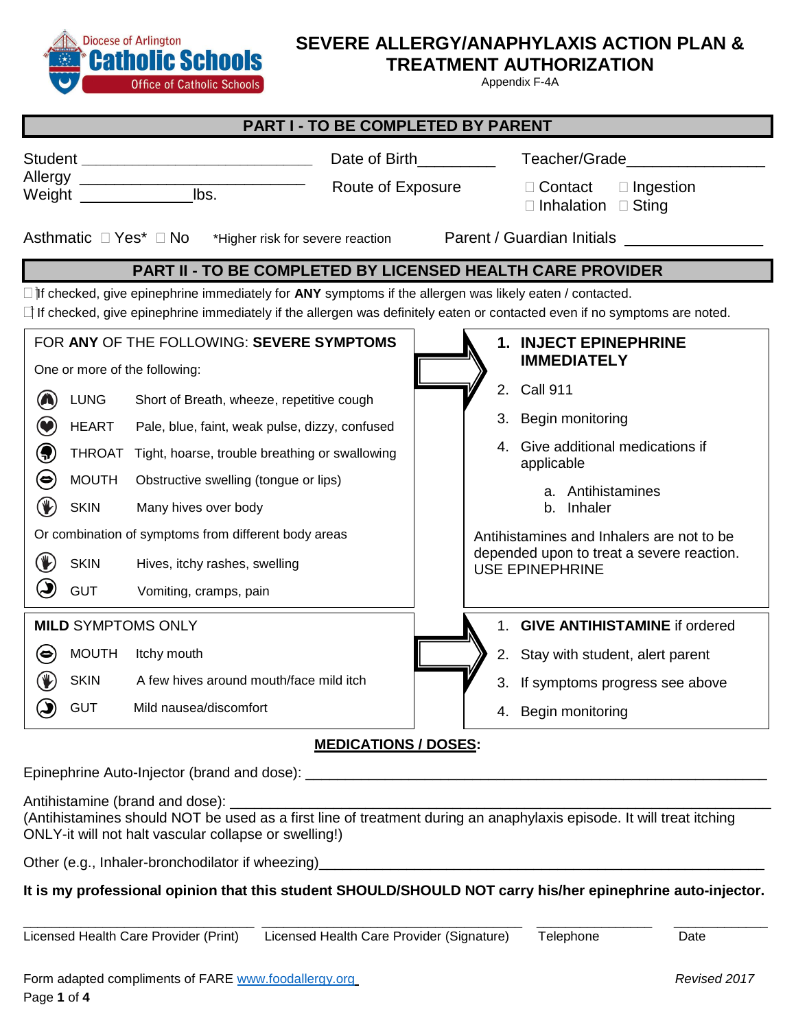Diocese of Arlington
Catholic Schools
Office of Catholic Schools

# SEVERE ALLERGY/ANAPHYLAXIS ACTION PLAN & TREATMENT AUTHORIZATION

Appendix F-4A

## PART I - TO BE COMPLETED BY PARENT

Student ___________________________ Date of Birth_________ Teacher/Grade________________

Allergy ___________________________

Weight _____________lbs.

Route of Exposure ☐ Contact ☐ Ingestion ☐ Inhalation ☐ Sting

Asthmatic ☐ Yes* ☐ No *Higher risk for severe reaction

Parent / Guardian Initials _______________

## PART II - TO BE COMPLETED BY LICENSED HEALTH CARE PROVIDER

☐ If checked, give epinephrine immediately for **ANY** symptoms if the allergen was likely eaten / contacted.

☐ If checked, give epinephrine immediately if the allergen was definitely eaten or contacted even if no symptoms are noted.

| FOR **ANY** OF THE FOLLOWING: **SEVERE SYMPTOMS** | |
|---|---|
| One or more of the following: | |
| LUNG | Short of Breath, wheeze, repetitive cough |
| HEART | Pale, blue, faint, weak pulse, dizzy, confused |
| THROAT | Tight, hoarse, trouble breathing or swallowing |
| MOUTH | Obstructive swelling (tongue or lips) |
| SKIN | Many hives over body |
| Or combination of symptoms from different body areas | |
| SKIN | Hives, itchy rashes, swelling |
| GUT | Vomiting, cramps, pain |

→

1. **INJECT EPINEPHRINE IMMEDIATELY**
2. Call 911
3. Begin monitoring
4. Give additional medications if applicable
   a. Antihistamines
   b. Inhaler

Antihistamines and Inhalers are not to be depended upon to treat a severe reaction. USE EPINEPHRINE

| **MILD** SYMPTOMS ONLY | |
|---|---|
| MOUTH | Itchy mouth |
| SKIN | A few hives around mouth/face mild itch |
| GUT | Mild nausea/discomfort |

→

1. **GIVE ANTIHISTAMINE** if ordered
2. Stay with student, alert parent
3. If symptoms progress see above
4. Begin monitoring

**MEDICATIONS / DOSES:**

Epinephrine Auto-Injector (brand and dose): ____________________________________________

Antihistamine (brand and dose): ____________________________________________
(Antihistamines should NOT be used as a first line of treatment during an anaphylaxis episode. It will treat itching ONLY-it will not halt vascular collapse or swelling!)

Other (e.g., Inhaler-bronchodilator if wheezing)____________________________________________

**It is my professional opinion that this student SHOULD/SHOULD NOT carry his/her epinephrine auto-injector.**

_________________________ _________________________ _____________ __________
Licensed Health Care Provider (Print) Licensed Health Care Provider (Signature) Telephone Date

Form adapted compliments of FARE www.foodallergy.org *Revised 2017*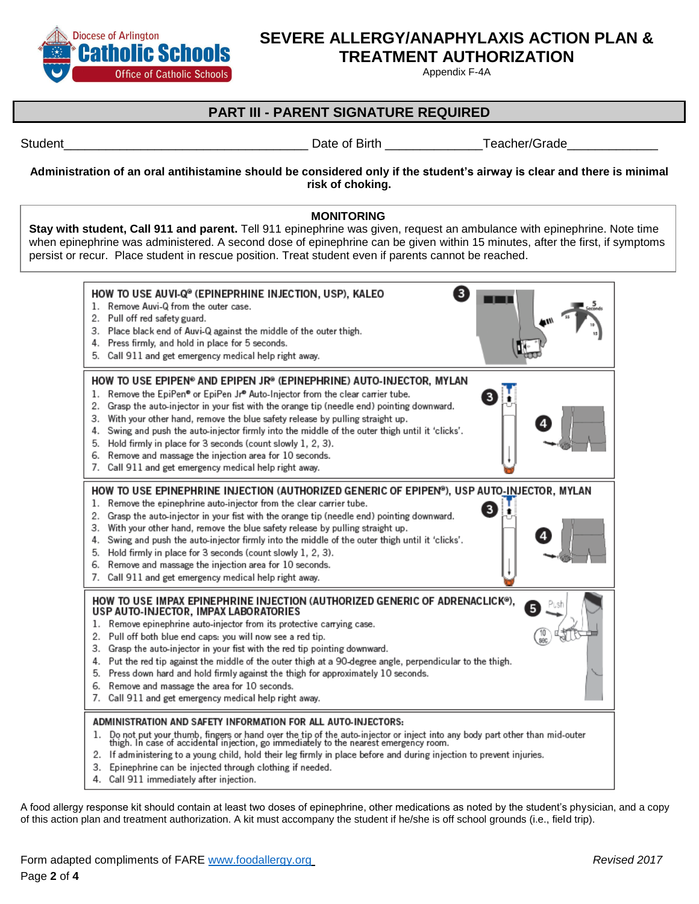Diocese of Arlington
**Catholic Schools**
Office of Catholic Schools

# SEVERE ALLERGY/ANAPHYLAXIS ACTION PLAN & TREATMENT AUTHORIZATION

Appendix F-4A

## PART III - PARENT SIGNATURE REQUIRED

Student\_\_\_\_\_\_\_\_\_\_\_\_\_\_\_\_\_\_\_\_\_\_\_\_\_\_\_\_\_\_\_\_\_\_\_ Date of Birth \_\_\_\_\_\_\_\_\_\_\_\_\_\_Teacher/Grade\_\_\_\_\_\_\_\_\_\_\_\_\_

**Administration of an oral antihistamine should be considered only if the student's airway is clear and there is minimal risk of choking.**

### MONITORING

**Stay with student, Call 911 and parent.** Tell 911 epinephrine was given, request an ambulance with epinephrine. Note time when epinephrine was administered. A second dose of epinephrine can be given within 15 minutes, after the first, if symptoms persist or recur. Place student in rescue position. Treat student even if parents cannot be reached.

### HOW TO USE AUVI-Q® (EPINEPRHINE INJECTION, USP), KALEO

1. Remove Auvi-Q from the outer case.
2. Pull off red safety guard.
3. Place black end of Auvi-Q against the middle of the outer thigh.
4. Press firmly, and hold in place for 5 seconds.
5. Call 911 and get emergency medical help right away.

### HOW TO USE EPIPEN® AND EPIPEN JR® (EPINEPHRINE) AUTO-INJECTOR, MYLAN

1. Remove the EpiPen® or EpiPen Jr® Auto-Injector from the clear carrier tube.
2. Grasp the auto-injector in your fist with the orange tip (needle end) pointing downward.
3. With your other hand, remove the blue safety release by pulling straight up.
4. Swing and push the auto-injector firmly into the middle of the outer thigh until it 'clicks'.
5. Hold firmly in place for 3 seconds (count slowly 1, 2, 3).
6. Remove and massage the injection area for 10 seconds.
7. Call 911 and get emergency medical help right away.

### HOW TO USE EPINEPHRINE INJECTION (AUTHORIZED GENERIC OF EPIPEN®), USP AUTO-INJECTOR, MYLAN

1. Remove the epinephrine auto-injector from the clear carrier tube.
2. Grasp the auto-injector in your fist with the orange tip (needle end) pointing downward.
3. With your other hand, remove the blue safety release by pulling straight up.
4. Swing and push the auto-injector firmly into the middle of the outer thigh until it 'clicks'.
5. Hold firmly in place for 3 seconds (count slowly 1, 2, 3).
6. Remove and massage the injection area for 10 seconds.
7. Call 911 and get emergency medical help right away.

### HOW TO USE IMPAX EPINEPHRINE INJECTION (AUTHORIZED GENERIC OF ADRENACLICK®), USP AUTO-INJECTOR, IMPAX LABORATORIES

1. Remove epinephrine auto-injector from its protective carrying case.
2. Pull off both blue end caps: you will now see a red tip.
3. Grasp the auto-injector in your fist with the red tip pointing downward.
4. Put the red tip against the middle of the outer thigh at a 90-degree angle, perpendicular to the thigh.
5. Press down hard and hold firmly against the thigh for approximately 10 seconds.
6. Remove and massage the area for 10 seconds.
7. Call 911 and get emergency medical help right away.

### ADMINISTRATION AND SAFETY INFORMATION FOR ALL AUTO-INJECTORS:

1. Do not put your thumb, fingers or hand over the tip of the auto-injector or inject into any body part other than mid-outer thigh. In case of accidental injection, go immediately to the nearest emergency room.
2. If administering to a young child, hold their leg firmly in place before and during injection to prevent injuries.
3. Epinephrine can be injected through clothing if needed.
4. Call 911 immediately after injection.

A food allergy response kit should contain at least two doses of epinephrine, other medications as noted by the student's physician, and a copy of this action plan and treatment authorization. A kit must accompany the student if he/she is off school grounds (i.e., field trip).

Form adapted compliments of FARE www.foodallergy.org *Revised 2017*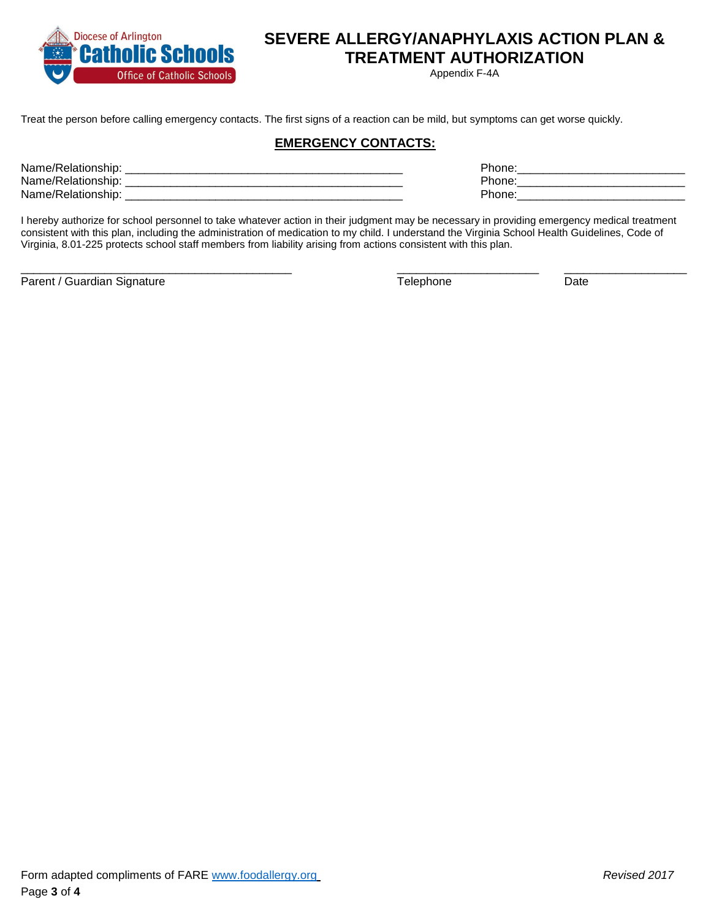Diocese of Arlington
Catholic Schools
Office of Catholic Schools

# SEVERE ALLERGY/ANAPHYLAXIS ACTION PLAN & TREATMENT AUTHORIZATION

Appendix F-4A

Treat the person before calling emergency contacts. The first signs of a reaction can be mild, but symptoms can get worse quickly.

## EMERGENCY CONTACTS:

Name/Relationship: ___________________________________________ Phone:__________________________

Name/Relationship: ___________________________________________ Phone:__________________________

Name/Relationship: ___________________________________________ Phone:__________________________

I hereby authorize for school personnel to take whatever action in their judgment may be necessary in providing emergency medical treatment consistent with this plan, including the administration of medication to my child. I understand the Virginia School Health Guidelines, Code of Virginia, 8.01-225 protects school staff members from liability arising from actions consistent with this plan.

__________________________________________ ______________________ ___________________

Parent / Guardian Signature Telephone Date

Form adapted compliments of FARE www.foodallergy.org *Revised 2017*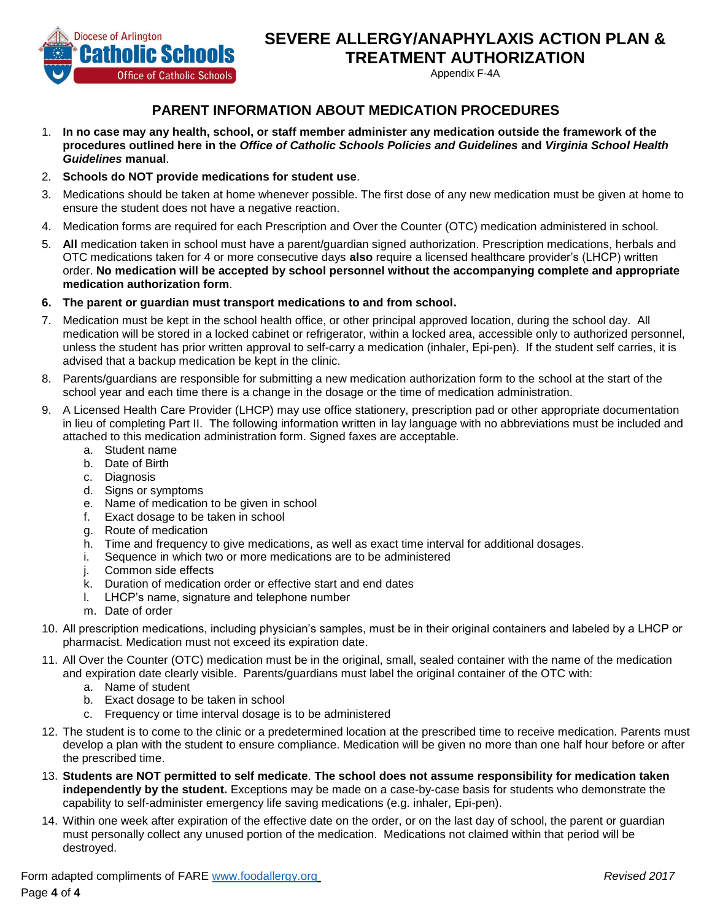Diocese of Arlington Catholic Schools Office of Catholic Schools

# SEVERE ALLERGY/ANAPHYLAXIS ACTION PLAN & TREATMENT AUTHORIZATION

Appendix F-4A

## PARENT INFORMATION ABOUT MEDICATION PROCEDURES

1. **In no case may any health, school, or staff member administer any medication outside the framework of the procedures outlined here in the *Office of Catholic Schools Policies and Guidelines* and *Virginia School Health Guidelines* manual**.
2. **Schools do NOT provide medications for student use**.
3. Medications should be taken at home whenever possible. The first dose of any new medication must be given at home to ensure the student does not have a negative reaction.
4. Medication forms are required for each Prescription and Over the Counter (OTC) medication administered in school.
5. **All** medication taken in school must have a parent/guardian signed authorization. Prescription medications, herbals and OTC medications taken for 4 or more consecutive days **also** require a licensed healthcare provider's (LHCP) written order. **No medication will be accepted by school personnel without the accompanying complete and appropriate medication authorization form**.
6. **The parent or guardian must transport medications to and from school.**
7. Medication must be kept in the school health office, or other principal approved location, during the school day. All medication will be stored in a locked cabinet or refrigerator, within a locked area, accessible only to authorized personnel, unless the student has prior written approval to self-carry a medication (inhaler, Epi-pen). If the student self carries, it is advised that a backup medication be kept in the clinic.
8. Parents/guardians are responsible for submitting a new medication authorization form to the school at the start of the school year and each time there is a change in the dosage or the time of medication administration.
9. A Licensed Health Care Provider (LHCP) may use office stationery, prescription pad or other appropriate documentation in lieu of completing Part II. The following information written in lay language with no abbreviations must be included and attached to this medication administration form. Signed faxes are acceptable.
   a. Student name
   b. Date of Birth
   c. Diagnosis
   d. Signs or symptoms
   e. Name of medication to be given in school
   f. Exact dosage to be taken in school
   g. Route of medication
   h. Time and frequency to give medications, as well as exact time interval for additional dosages.
   i. Sequence in which two or more medications are to be administered
   j. Common side effects
   k. Duration of medication order or effective start and end dates
   l. LHCP's name, signature and telephone number
   m. Date of order
10. All prescription medications, including physician's samples, must be in their original containers and labeled by a LHCP or pharmacist. Medication must not exceed its expiration date.
11. All Over the Counter (OTC) medication must be in the original, small, sealed container with the name of the medication and expiration date clearly visible. Parents/guardians must label the original container of the OTC with:
    a. Name of student
    b. Exact dosage to be taken in school
    c. Frequency or time interval dosage is to be administered
12. The student is to come to the clinic or a predetermined location at the prescribed time to receive medication. Parents must develop a plan with the student to ensure compliance. Medication will be given no more than one half hour before or after the prescribed time.
13. **Students are NOT permitted to self medicate**. **The school does not assume responsibility for medication taken independently by the student.** Exceptions may be made on a case-by-case basis for students who demonstrate the capability to self-administer emergency life saving medications (e.g. inhaler, Epi-pen).
14. Within one week after expiration of the effective date on the order, or on the last day of school, the parent or guardian must personally collect any unused portion of the medication. Medications not claimed within that period will be destroyed.

Form adapted compliments of FARE www.foodallergy.org *Revised 2017*